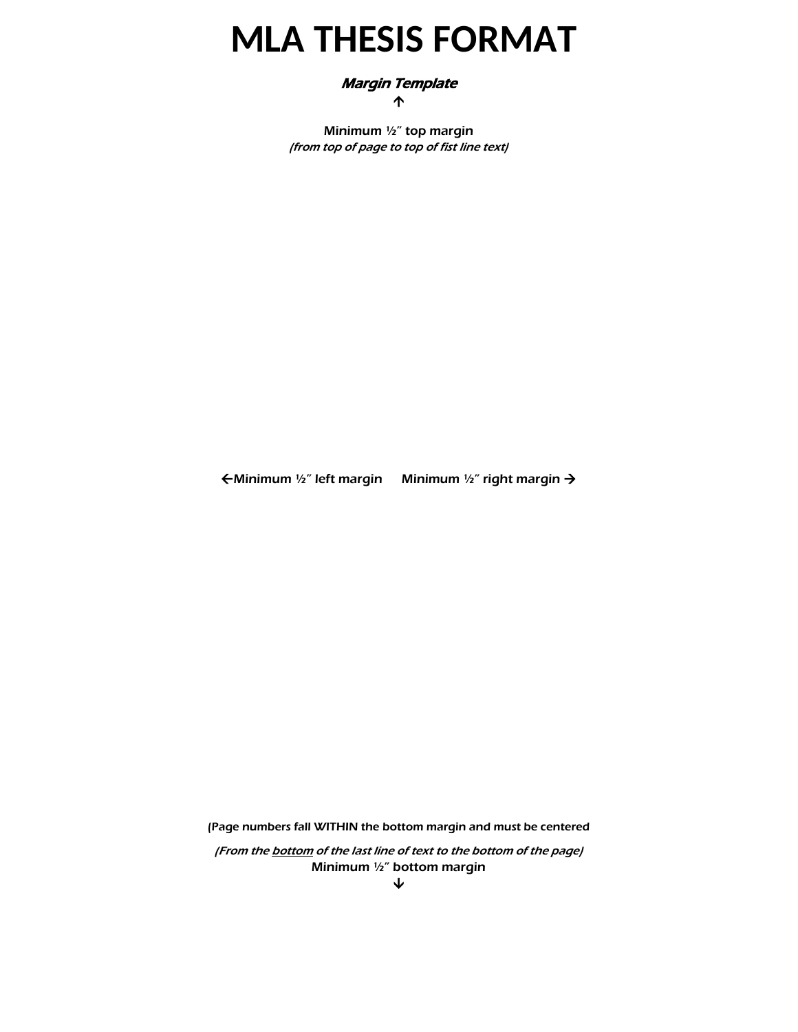# MLA THESIS FORMAT

***Margin Template***

↑

**Minimum ½" top margin**

***(from top of page to top of fist line text)***

**←Minimum ½" left margin      Minimum ½" right margin →**

**(Page numbers fall WITHIN the bottom margin and must be centered**

***(From the <u>bottom</u> of the last line of text to the bottom of the page)***

**Minimum ½" bottom margin**

↓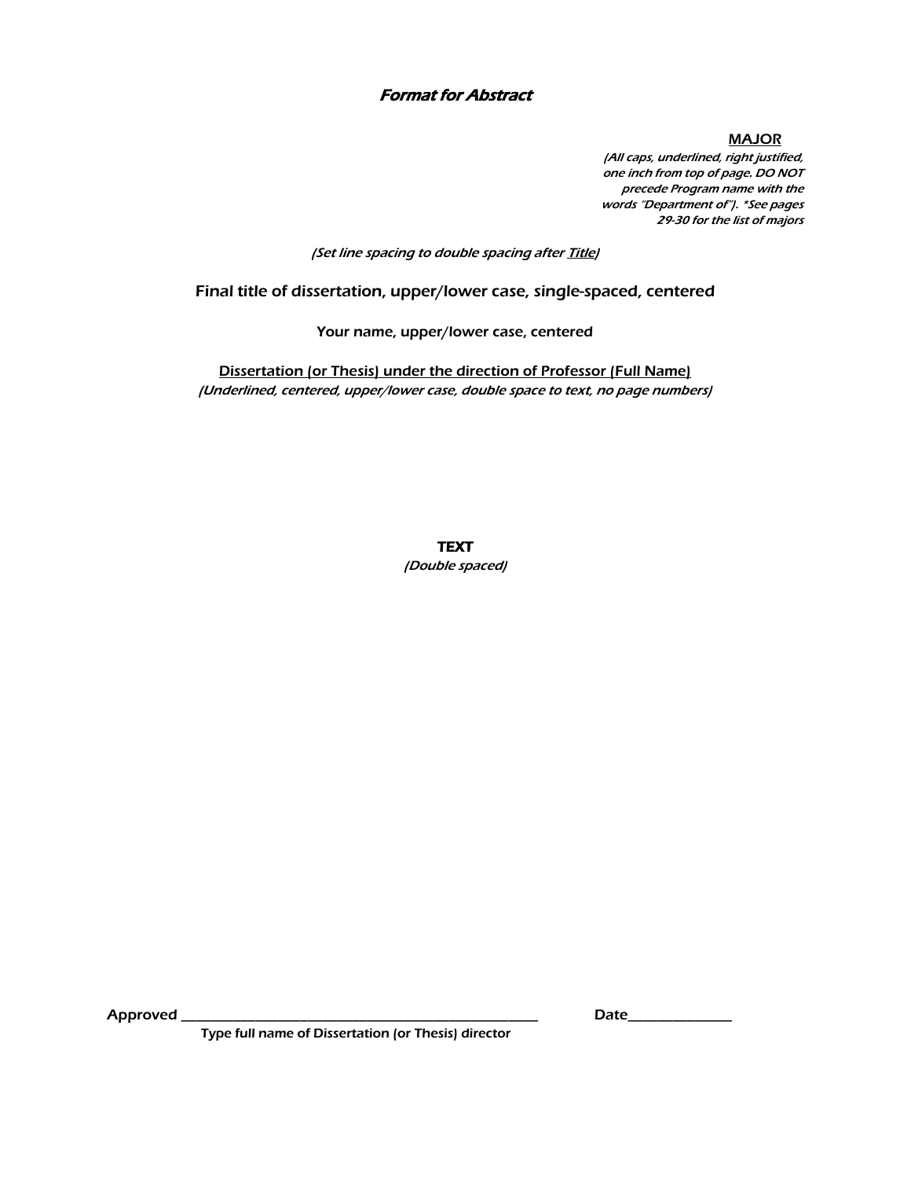# *Format for Abstract*

<u>MAJOR</u>

*(All caps, underlined, right justified, one inch from top of page. DO NOT precede Program name with the words "Department of"). \*See pages 29-30 for the list of majors*

*(Set line spacing to double spacing after <u>Title</u>)*

Final title of dissertation, upper/lower case, single-spaced, centered

Your name, upper/lower case, centered

<u>Dissertation (or Thesis) under the direction of Professor (Full Name)</u>

*(Underlined, centered, upper/lower case, double space to text, no page numbers)*

**TEXT**

*(Double spaced)*

Approved ______________________________________________ Date______________

Type full name of Dissertation (or Thesis) director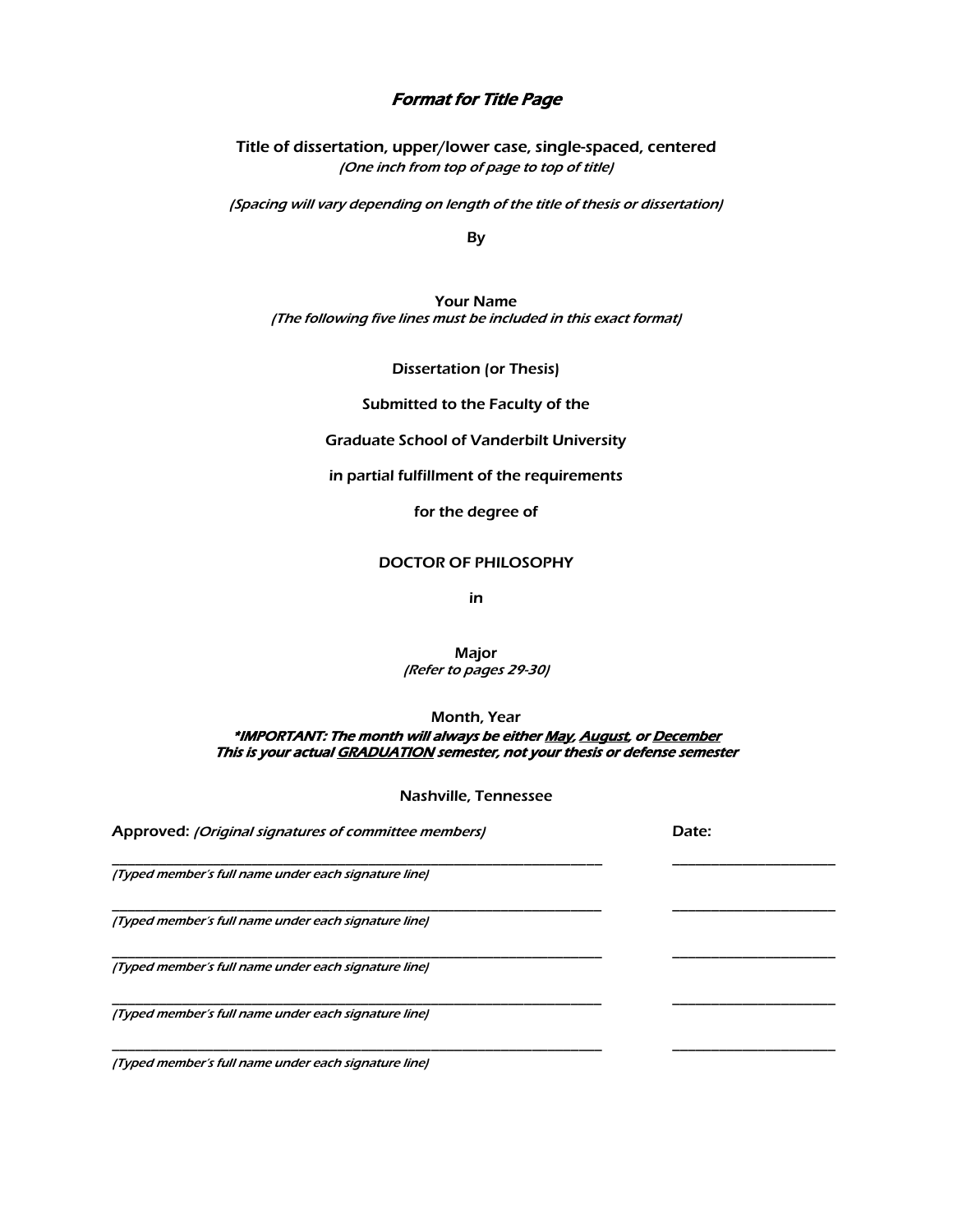## *Format for Title Page*

Title of dissertation, upper/lower case, single-spaced, centered
*(One inch from top of page to top of title)*

*(Spacing will vary depending on length of the title of thesis or dissertation)*

By

Your Name
*(The following five lines must be included in this exact format)*

Dissertation (or Thesis)

Submitted to the Faculty of the

Graduate School of Vanderbilt University

in partial fulfillment of the requirements

for the degree of

DOCTOR OF PHILOSOPHY

in

Major
*(Refer to pages 29-30)*

Month, Year
***IMPORTANT: The month will always be either <u>May</u>, <u>August</u>, or <u>December</u>***
***This is your actual <u>GRADUATION</u> semester, not your thesis or defense semester***

Nashville, Tennessee

Approved: *(Original signatures of committee members)* Date:

___________________________________________ ________________
*(Typed member's full name under each signature line)*

___________________________________________ ________________
*(Typed member's full name under each signature line)*

___________________________________________ ________________
*(Typed member's full name under each signature line)*

___________________________________________ ________________
*(Typed member's full name under each signature line)*

___________________________________________ ________________
*(Typed member's full name under each signature line)*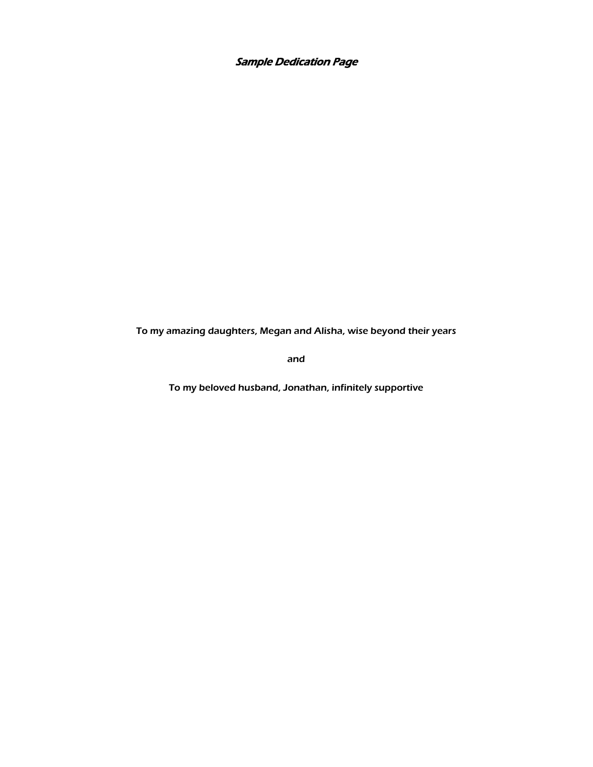***Sample Dedication Page***

To my amazing daughters, Megan and Alisha, wise beyond their years

and

To my beloved husband, Jonathan, infinitely supportive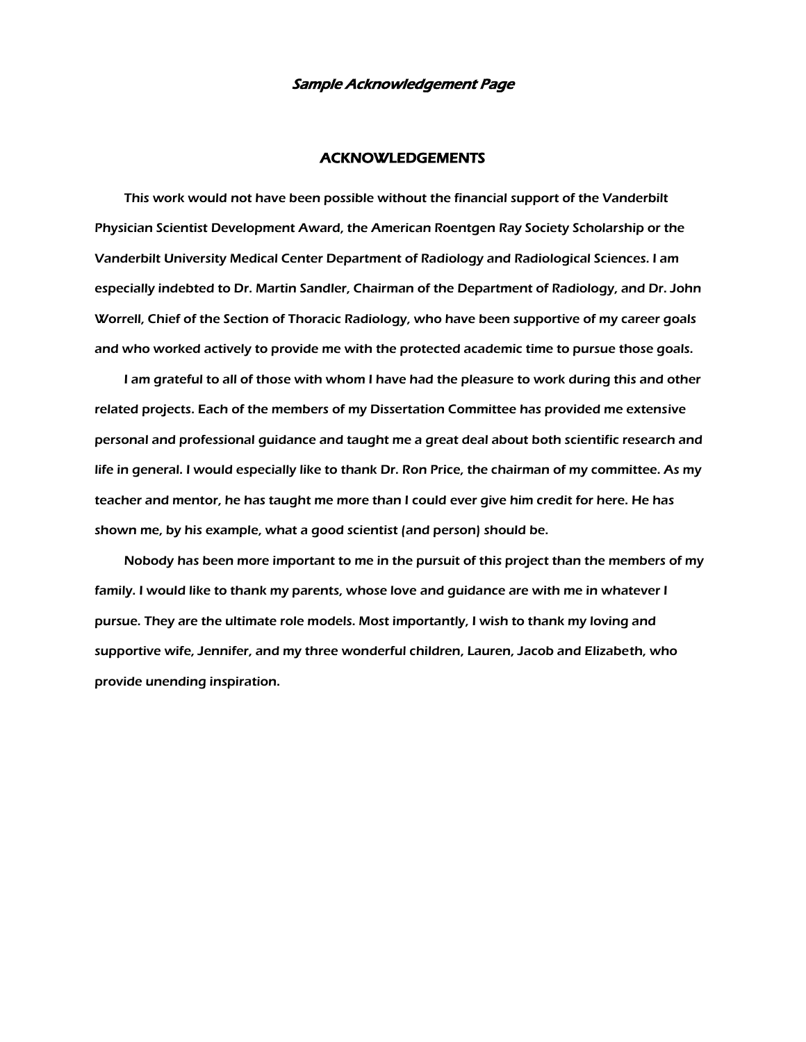*Sample Acknowledgement Page*

## ACKNOWLEDGEMENTS

This work would not have been possible without the financial support of the Vanderbilt Physician Scientist Development Award, the American Roentgen Ray Society Scholarship or the Vanderbilt University Medical Center Department of Radiology and Radiological Sciences. I am especially indebted to Dr. Martin Sandler, Chairman of the Department of Radiology, and Dr. John Worrell, Chief of the Section of Thoracic Radiology, who have been supportive of my career goals and who worked actively to provide me with the protected academic time to pursue those goals.

I am grateful to all of those with whom I have had the pleasure to work during this and other related projects. Each of the members of my Dissertation Committee has provided me extensive personal and professional guidance and taught me a great deal about both scientific research and life in general. I would especially like to thank Dr. Ron Price, the chairman of my committee. As my teacher and mentor, he has taught me more than I could ever give him credit for here. He has shown me, by his example, what a good scientist (and person) should be.

Nobody has been more important to me in the pursuit of this project than the members of my family. I would like to thank my parents, whose love and guidance are with me in whatever I pursue. They are the ultimate role models. Most importantly, I wish to thank my loving and supportive wife, Jennifer, and my three wonderful children, Lauren, Jacob and Elizabeth, who provide unending inspiration.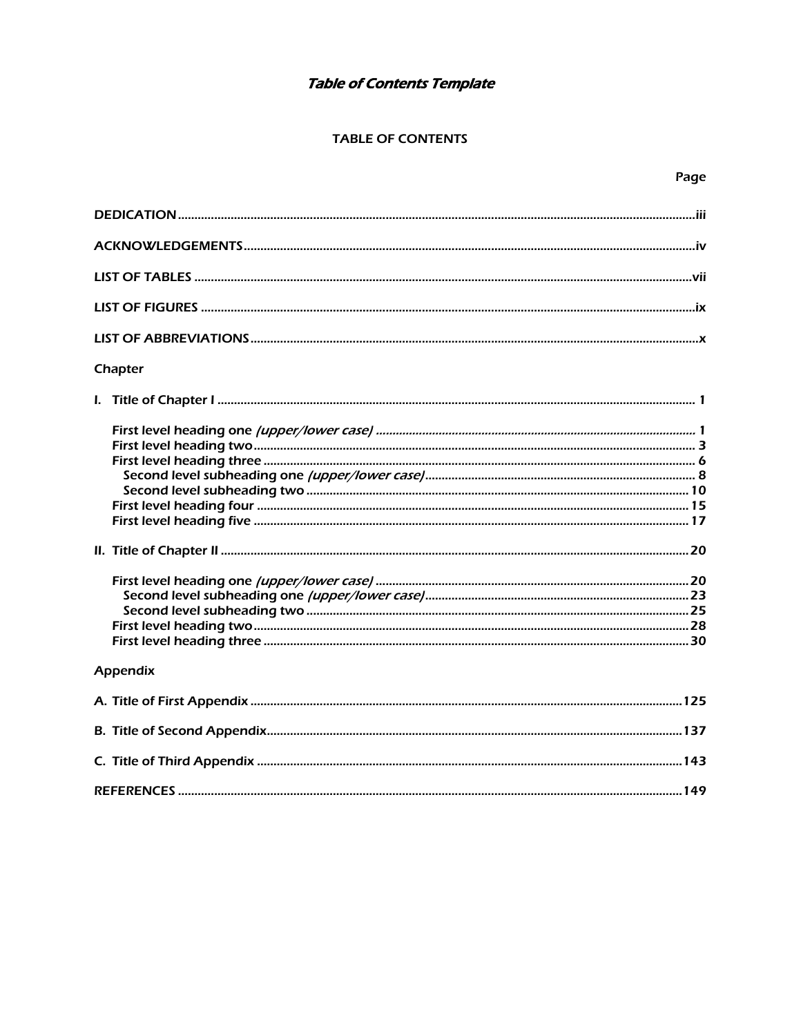# *Table of Contents Template*

## TABLE OF CONTENTS

Page

DEDICATION .......... iii

ACKNOWLEDGEMENTS .......... iv

LIST OF TABLES .......... vii

LIST OF FIGURES .......... ix

LIST OF ABBREVIATIONS .......... x

Chapter

I. Title of Chapter I .......... 1

- First level heading one *(upper/lower case)* .......... 1
- First level heading two .......... 3
- First level heading three .......... 6
  - Second level subheading one *(upper/lower case)* .......... 8
  - Second level subheading two .......... 10
- First level heading four .......... 15
- First level heading five .......... 17

II. Title of Chapter II .......... 20

- First level heading one *(upper/lower case)* .......... 20
  - Second level subheading one *(upper/lower case)* .......... 23
  - Second level subheading two .......... 25
- First level heading two .......... 28
- First level heading three .......... 30

Appendix

A. Title of First Appendix .......... 125

B. Title of Second Appendix .......... 137

C. Title of Third Appendix .......... 143

REFERENCES .......... 149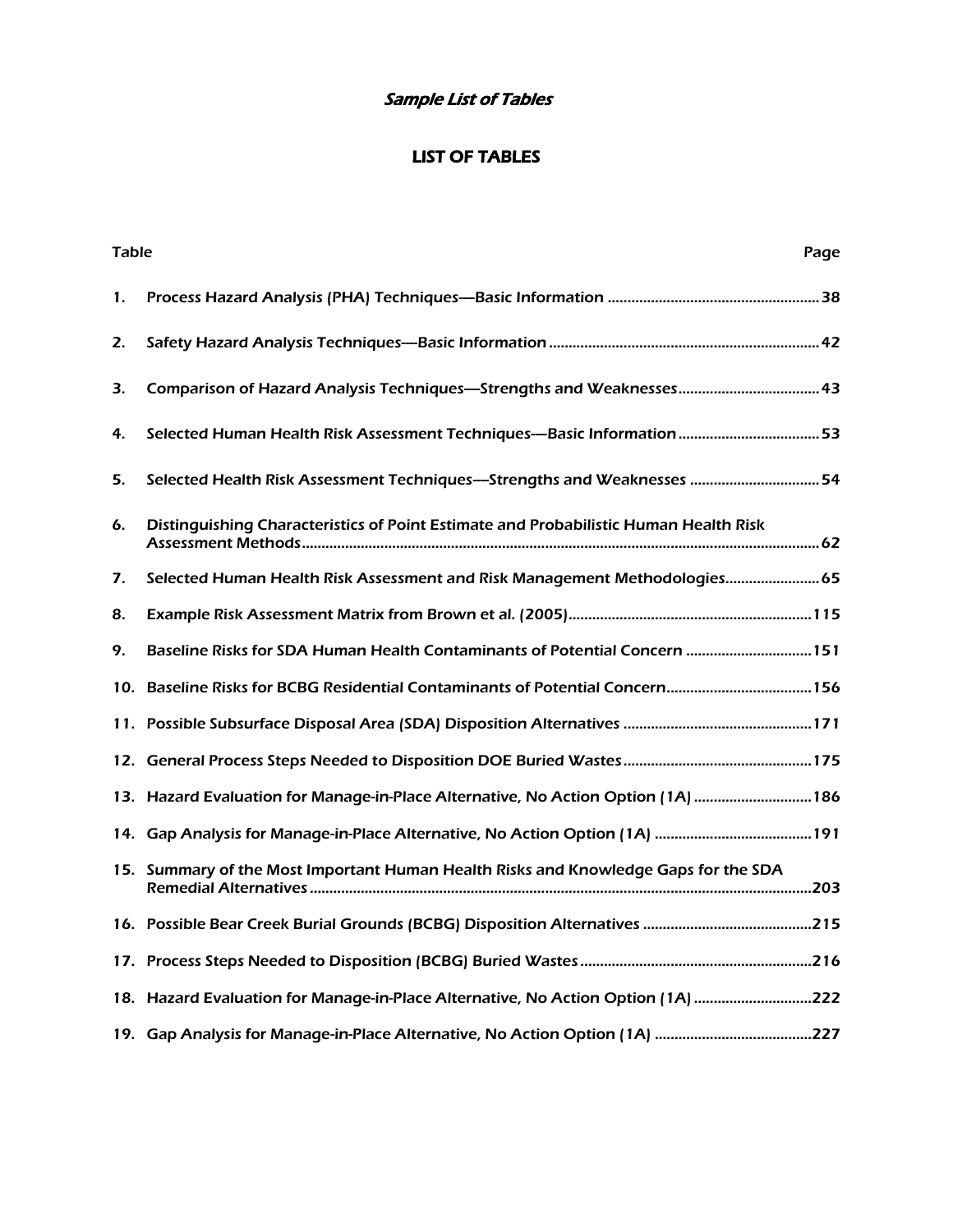*Sample List of Tables*

# LIST OF TABLES

| Table | | Page |
|---|---|---|
| 1. | Process Hazard Analysis (PHA) Techniques—Basic Information | 38 |
| 2. | Safety Hazard Analysis Techniques—Basic Information | 42 |
| 3. | Comparison of Hazard Analysis Techniques—Strengths and Weaknesses | 43 |
| 4. | Selected Human Health Risk Assessment Techniques—Basic Information | 53 |
| 5. | Selected Health Risk Assessment Techniques—Strengths and Weaknesses | 54 |
| 6. | Distinguishing Characteristics of Point Estimate and Probabilistic Human Health Risk Assessment Methods | 62 |
| 7. | Selected Human Health Risk Assessment and Risk Management Methodologies | 65 |
| 8. | Example Risk Assessment Matrix from Brown et al. (2005) | 115 |
| 9. | Baseline Risks for SDA Human Health Contaminants of Potential Concern | 151 |
| 10. | Baseline Risks for BCBG Residential Contaminants of Potential Concern | 156 |
| 11. | Possible Subsurface Disposal Area (SDA) Disposition Alternatives | 171 |
| 12. | General Process Steps Needed to Disposition DOE Buried Wastes | 175 |
| 13. | Hazard Evaluation for Manage-in-Place Alternative, No Action Option (1A) | 186 |
| 14. | Gap Analysis for Manage-in-Place Alternative, No Action Option (1A) | 191 |
| 15. | Summary of the Most Important Human Health Risks and Knowledge Gaps for the SDA Remedial Alternatives | 203 |
| 16. | Possible Bear Creek Burial Grounds (BCBG) Disposition Alternatives | 215 |
| 17. | Process Steps Needed to Disposition (BCBG) Buried Wastes | 216 |
| 18. | Hazard Evaluation for Manage-in-Place Alternative, No Action Option (1A) | 222 |
| 19. | Gap Analysis for Manage-in-Place Alternative, No Action Option (1A) | 227 |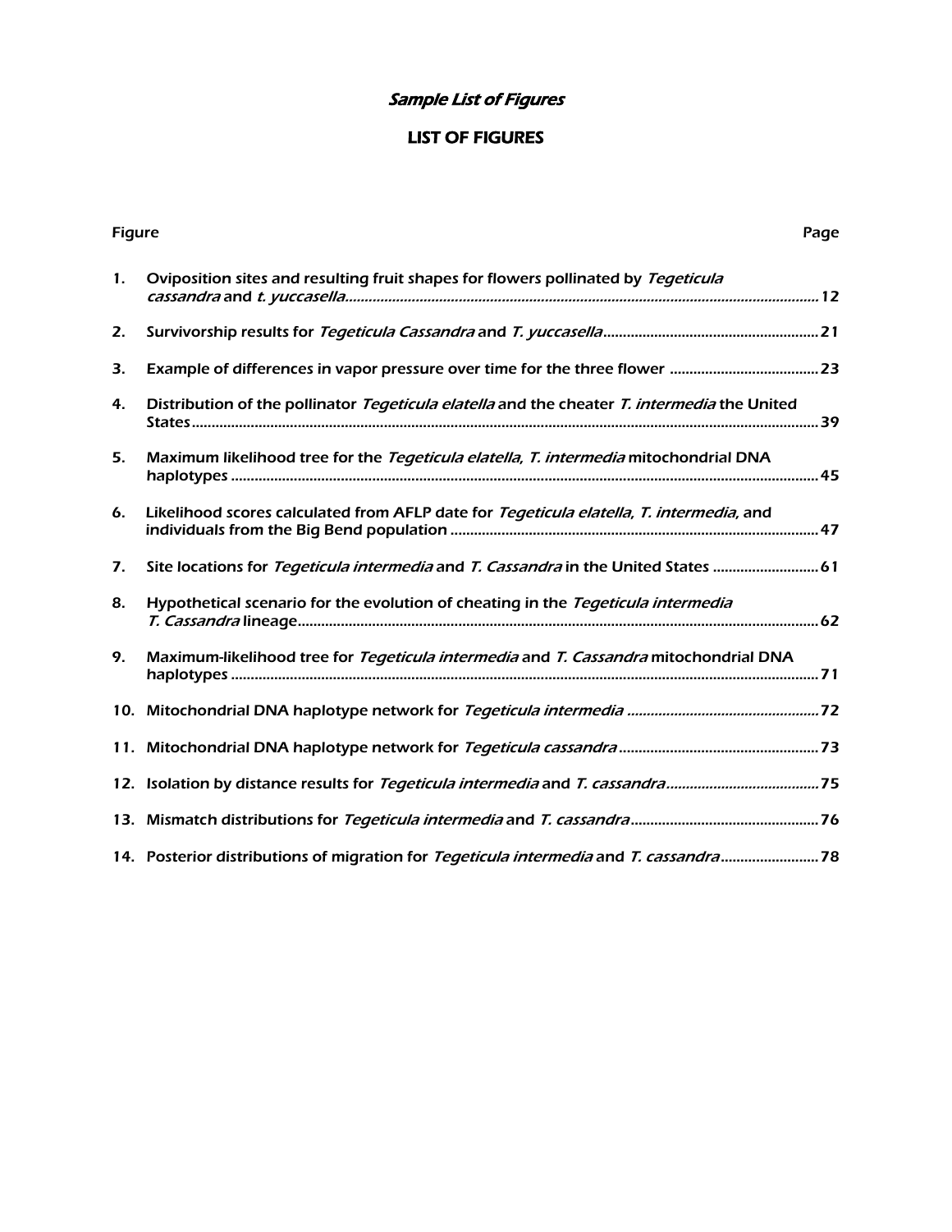*Sample List of Figures*

## LIST OF FIGURES

| Figure | | Page |
|---|---|---|
| 1. | Oviposition sites and resulting fruit shapes for flowers pollinated by *Tegeticula cassandra* and *t. yuccasella* | 12 |
| 2. | Survivorship results for *Tegeticula Cassandra* and *T. yuccasella* | 21 |
| 3. | Example of differences in vapor pressure over time for the three flower | 23 |
| 4. | Distribution of the pollinator *Tegeticula elatella* and the cheater *T. intermedia* the United States | 39 |
| 5. | Maximum likelihood tree for the *Tegeticula elatella, T. intermedia* mitochondrial DNA haplotypes | 45 |
| 6. | Likelihood scores calculated from AFLP date for *Tegeticula elatella, T. intermedia,* and individuals from the Big Bend population | 47 |
| 7. | Site locations for *Tegeticula intermedia* and *T. Cassandra* in the United States | 61 |
| 8. | Hypothetical scenario for the evolution of cheating in the *Tegeticula intermedia T. Cassandra* lineage | 62 |
| 9. | Maximum-likelihood tree for *Tegeticula intermedia* and *T. Cassandra* mitochondrial DNA haplotypes | 71 |
| 10. | Mitochondrial DNA haplotype network for *Tegeticula intermedia* | 72 |
| 11. | Mitochondrial DNA haplotype network for *Tegeticula cassandra* | 73 |
| 12. | Isolation by distance results for *Tegeticula intermedia* and *T. cassandra* | 75 |
| 13. | Mismatch distributions for *Tegeticula intermedia* and *T. cassandra* | 76 |
| 14. | Posterior distributions of migration for *Tegeticula intermedia* and *T. cassandra* | 78 |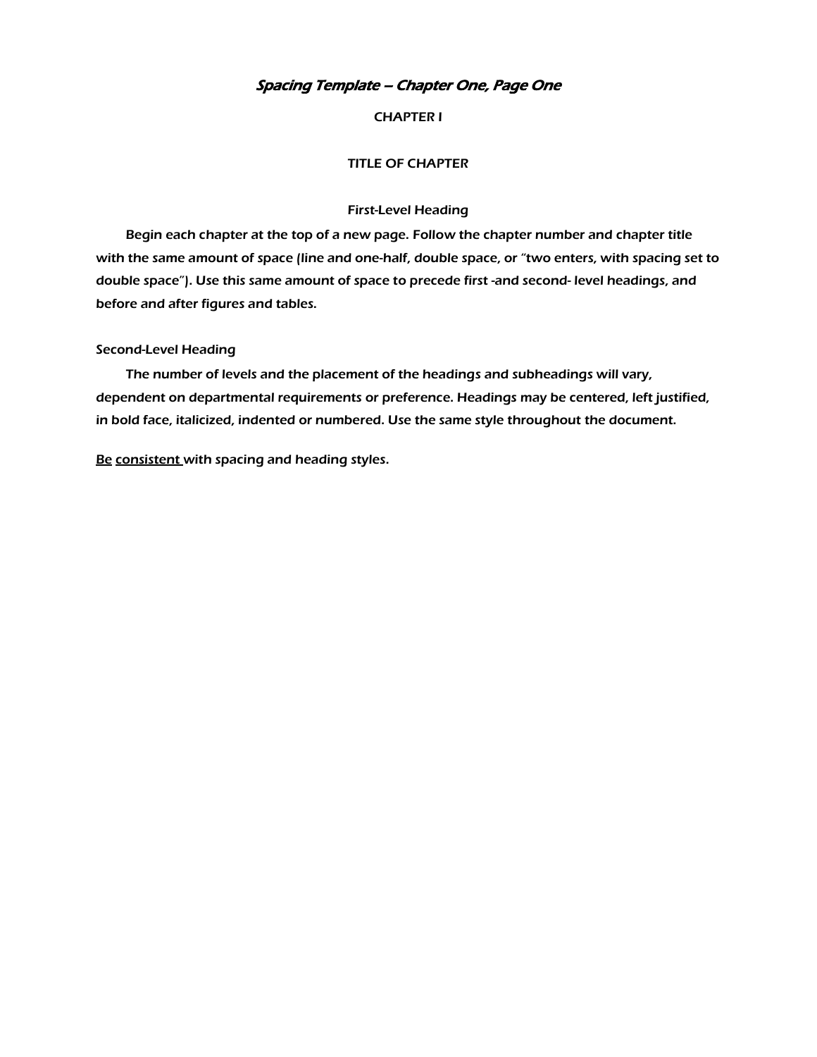***Spacing Template – Chapter One, Page One***

CHAPTER I

TITLE OF CHAPTER

First-Level Heading

Begin each chapter at the top of a new page. Follow the chapter number and chapter title with the same amount of space (line and one-half, double space, or "two enters, with spacing set to double space"). Use this same amount of space to precede first -and second- level headings, and before and after figures and tables.

Second-Level Heading

The number of levels and the placement of the headings and subheadings will vary, dependent on departmental requirements or preference. Headings may be centered, left justified, in bold face, italicized, indented or numbered. Use the same style throughout the document.

<u>Be</u> <u>consistent</u> with spacing and heading styles.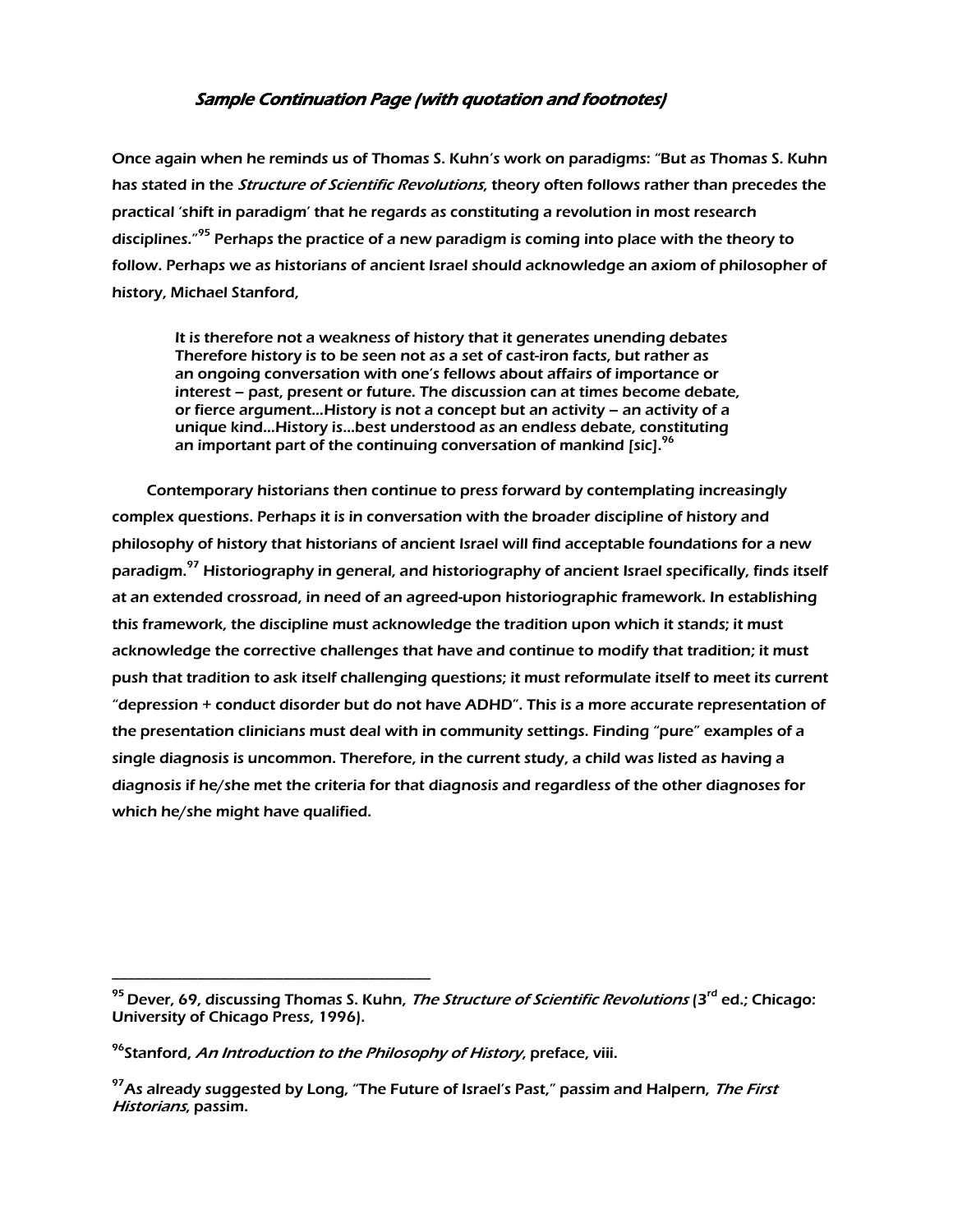### *Sample Continuation Page (with quotation and footnotes)*

Once again when he reminds us of Thomas S. Kuhn's work on paradigms: "But as Thomas S. Kuhn has stated in the *Structure of Scientific Revolutions*, theory often follows rather than precedes the practical 'shift in paradigm' that he regards as constituting a revolution in most research disciplines."[95] Perhaps the practice of a new paradigm is coming into place with the theory to follow. Perhaps we as historians of ancient Israel should acknowledge an axiom of philosopher of history, Michael Stanford,

> It is therefore not a weakness of history that it generates unending debates Therefore history is to be seen not as a set of cast-iron facts, but rather as an ongoing conversation with one's fellows about affairs of importance or interest – past, present or future. The discussion can at times become debate, or fierce argument…History is not a concept but an activity – an activity of a unique kind…History is…best understood as an endless debate, constituting an important part of the continuing conversation of mankind [sic].[96]

Contemporary historians then continue to press forward by contemplating increasingly complex questions. Perhaps it is in conversation with the broader discipline of history and philosophy of history that historians of ancient Israel will find acceptable foundations for a new paradigm.[97] Historiography in general, and historiography of ancient Israel specifically, finds itself at an extended crossroad, in need of an agreed-upon historiographic framework. In establishing this framework, the discipline must acknowledge the tradition upon which it stands; it must acknowledge the corrective challenges that have and continue to modify that tradition; it must push that tradition to ask itself challenging questions; it must reformulate itself to meet its current "depression + conduct disorder but do not have ADHD". This is a more accurate representation of the presentation clinicians must deal with in community settings. Finding "pure" examples of a single diagnosis is uncommon. Therefore, in the current study, a child was listed as having a diagnosis if he/she met the criteria for that diagnosis and regardless of the other diagnoses for which he/she might have qualified.

---

[95] Dever, 69, discussing Thomas S. Kuhn, *The Structure of Scientific Revolutions* (3rd ed.; Chicago: University of Chicago Press, 1996).

[96] Stanford, *An Introduction to the Philosophy of History*, preface, viii.

[97] As already suggested by Long, "The Future of Israel's Past," passim and Halpern, *The First Historians*, passim.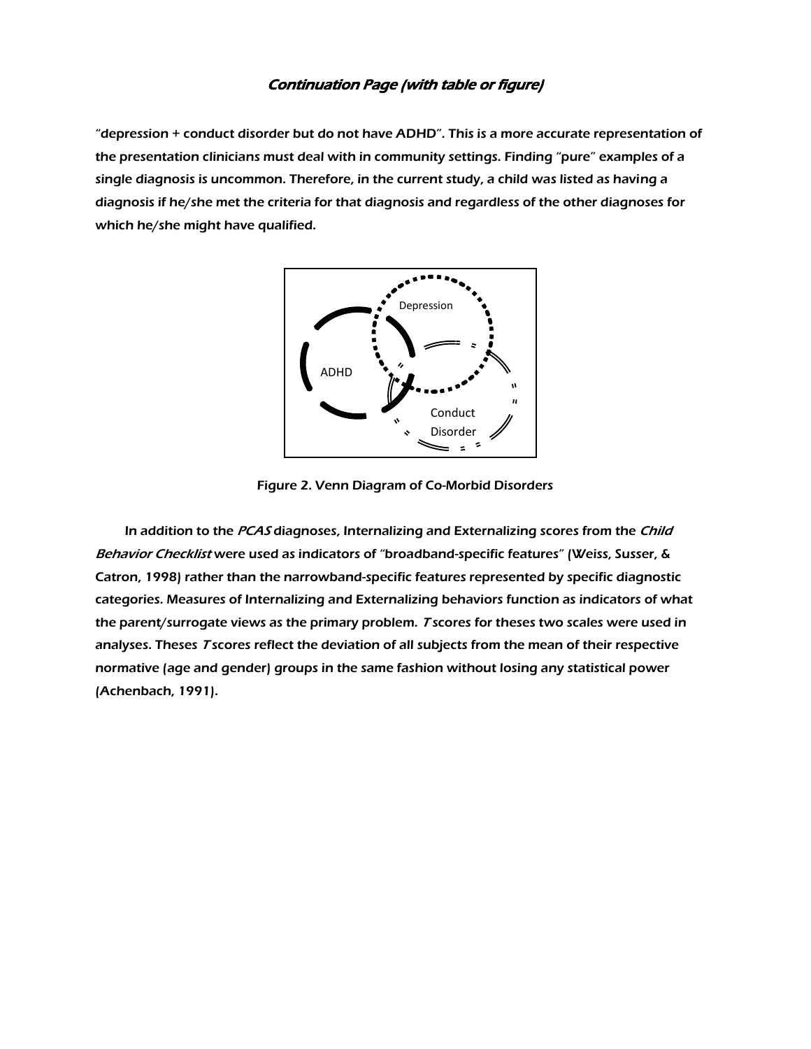### *Continuation Page (with table or figure)*

"depression + conduct disorder but do not have ADHD". This is a more accurate representation of the presentation clinicians must deal with in community settings. Finding "pure" examples of a single diagnosis is uncommon. Therefore, in the current study, a child was listed as having a diagnosis if he/she met the criteria for that diagnosis and regardless of the other diagnoses for which he/she might have qualified.

Depression

ADHD

Conduct Disorder

Figure 2. Venn Diagram of Co-Morbid Disorders

In addition to the *PCAS* diagnoses, Internalizing and Externalizing scores from the *Child Behavior Checklist* were used as indicators of "broadband-specific features" (Weiss, Susser, & Catron, 1998) rather than the narrowband-specific features represented by specific diagnostic categories. Measures of Internalizing and Externalizing behaviors function as indicators of what the parent/surrogate views as the primary problem. *T* scores for theses two scales were used in analyses. Theses *T* scores reflect the deviation of all subjects from the mean of their respective normative (age and gender) groups in the same fashion without losing any statistical power (Achenbach, 1991).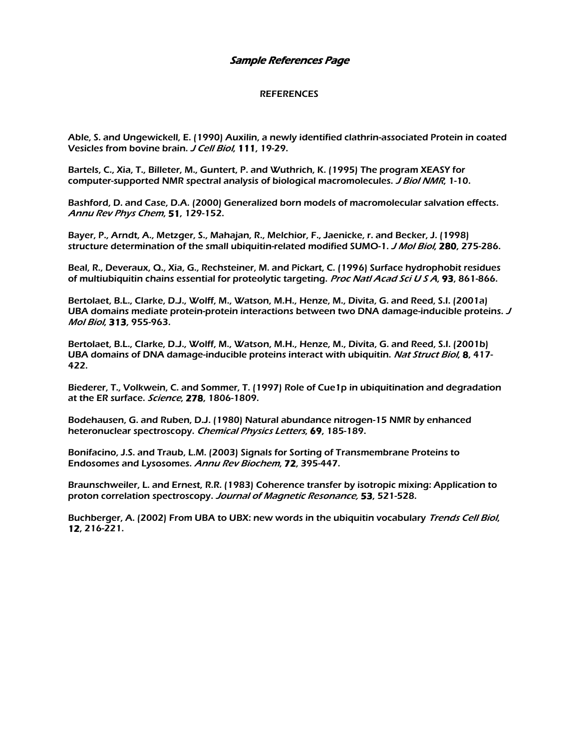*Sample References Page*

REFERENCES

Able, S. and Ungewickell, E. (1990) Auxilin, a newly identified clathrin-associated Protein in coated Vesicles from bovine brain. *J Cell Biol*, **111**, 19-29.

Bartels, C., Xia, T., Billeter, M., Guntert, P. and Wuthrich, K. (1995) The program XEASY for computer-supported NMR spectral analysis of biological macromolecules. *J Biol NMR*, 1-10.

Bashford, D. and Case, D.A. (2000) Generalized born models of macromolecular salvation effects. *Annu Rev Phys Chem*, **51**, 129-152.

Bayer, P., Arndt, A., Metzger, S., Mahajan, R., Melchior, F., Jaenicke, r. and Becker, J. (1998) structure determination of the small ubiquitin-related modified SUMO-1. *J Mol Biol*, **280**, 275-286.

Beal, R., Deveraux, Q., Xia, G., Rechsteiner, M. and Pickart, C. (1996) Surface hydrophobit residues of multiubiquitin chains essential for proteolytic targeting. *Proc Natl Acad Sci U S A*, **93**, 861-866.

Bertolaet, B.L., Clarke, D.J., Wolff, M., Watson, M.H., Henze, M., Divita, G. and Reed, S.I. (2001a) UBA domains mediate protein-protein interactions between two DNA damage-inducible proteins. *J Mol Biol*, **313**, 955-963.

Bertolaet, B.L., Clarke, D.J., Wolff, M., Watson, M.H., Henze, M., Divita, G. and Reed, S.I. (2001b) UBA domains of DNA damage-inducible proteins interact with ubiquitin. *Nat Struct Biol*, **8**, 417-422.

Biederer, T., Volkwein, C. and Sommer, T. (1997) Role of Cue1p in ubiquitination and degradation at the ER surface. *Science*, **278**, 1806-1809.

Bodehausen, G. and Ruben, D.J. (1980) Natural abundance nitrogen-15 NMR by enhanced heteronuclear spectroscopy. *Chemical Physics Letters*, **69**, 185-189.

Bonifacino, J.S. and Traub, L.M. (2003) Signals for Sorting of Transmembrane Proteins to Endosomes and Lysosomes. *Annu Rev Biochem*, **72**, 395-447.

Braunschweiler, L. and Ernest, R.R. (1983) Coherence transfer by isotropic mixing: Application to proton correlation spectroscopy. *Journal of Magnetic Resonance,* **53**, 521-528.

Buchberger, A. (2002) From UBA to UBX: new words in the ubiquitin vocabulary *Trends Cell Biol,* **12**, 216-221.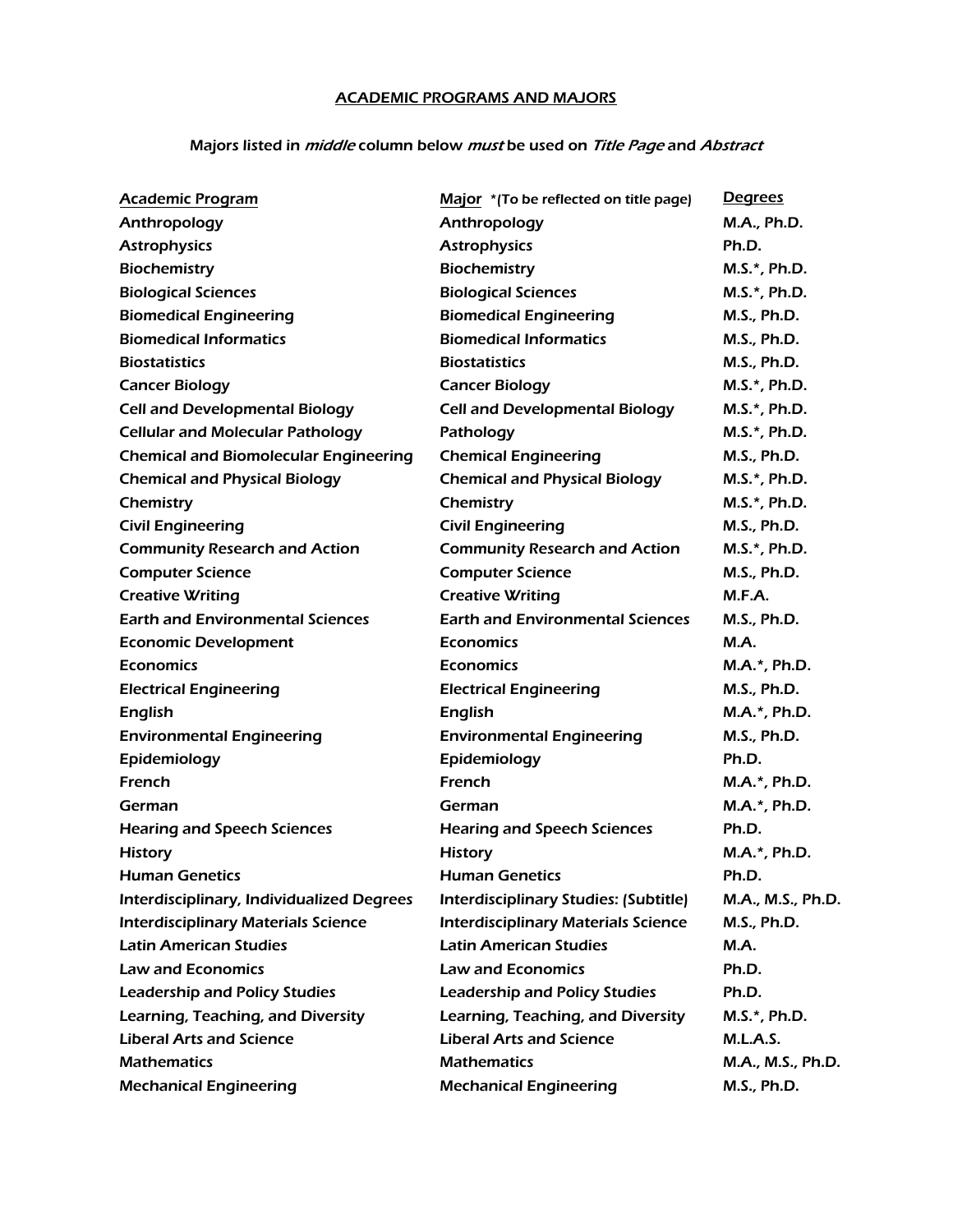## ACADEMIC PROGRAMS AND MAJORS

Majors listed in *middle* column below *must* be used on *Title Page* and *Abstract*

| Academic Program | Major *(To be reflected on title page) | Degrees |
|---|---|---|
| Anthropology | Anthropology | M.A., Ph.D. |
| Astrophysics | Astrophysics | Ph.D. |
| Biochemistry | Biochemistry | M.S.*, Ph.D. |
| Biological Sciences | Biological Sciences | M.S.*, Ph.D. |
| Biomedical Engineering | Biomedical Engineering | M.S., Ph.D. |
| Biomedical Informatics | Biomedical Informatics | M.S., Ph.D. |
| Biostatistics | Biostatistics | M.S., Ph.D. |
| Cancer Biology | Cancer Biology | M.S.*, Ph.D. |
| Cell and Developmental Biology | Cell and Developmental Biology | M.S.*, Ph.D. |
| Cellular and Molecular Pathology | Pathology | M.S.*, Ph.D. |
| Chemical and Biomolecular Engineering | Chemical Engineering | M.S., Ph.D. |
| Chemical and Physical Biology | Chemical and Physical Biology | M.S.*, Ph.D. |
| Chemistry | Chemistry | M.S.*, Ph.D. |
| Civil Engineering | Civil Engineering | M.S., Ph.D. |
| Community Research and Action | Community Research and Action | M.S.*, Ph.D. |
| Computer Science | Computer Science | M.S., Ph.D. |
| Creative Writing | Creative Writing | M.F.A. |
| Earth and Environmental Sciences | Earth and Environmental Sciences | M.S., Ph.D. |
| Economic Development | Economics | M.A. |
| Economics | Economics | M.A.*, Ph.D. |
| Electrical Engineering | Electrical Engineering | M.S., Ph.D. |
| English | English | M.A.*, Ph.D. |
| Environmental Engineering | Environmental Engineering | M.S., Ph.D. |
| Epidemiology | Epidemiology | Ph.D. |
| French | French | M.A.*, Ph.D. |
| German | German | M.A.*, Ph.D. |
| Hearing and Speech Sciences | Hearing and Speech Sciences | Ph.D. |
| History | History | M.A.*, Ph.D. |
| Human Genetics | Human Genetics | Ph.D. |
| Interdisciplinary, Individualized Degrees | Interdisciplinary Studies: (Subtitle) | M.A., M.S., Ph.D. |
| Interdisciplinary Materials Science | Interdisciplinary Materials Science | M.S., Ph.D. |
| Latin American Studies | Latin American Studies | M.A. |
| Law and Economics | Law and Economics | Ph.D. |
| Leadership and Policy Studies | Leadership and Policy Studies | Ph.D. |
| Learning, Teaching, and Diversity | Learning, Teaching, and Diversity | M.S.*, Ph.D. |
| Liberal Arts and Science | Liberal Arts and Science | M.L.A.S. |
| Mathematics | Mathematics | M.A., M.S., Ph.D. |
| Mechanical Engineering | Mechanical Engineering | M.S., Ph.D. |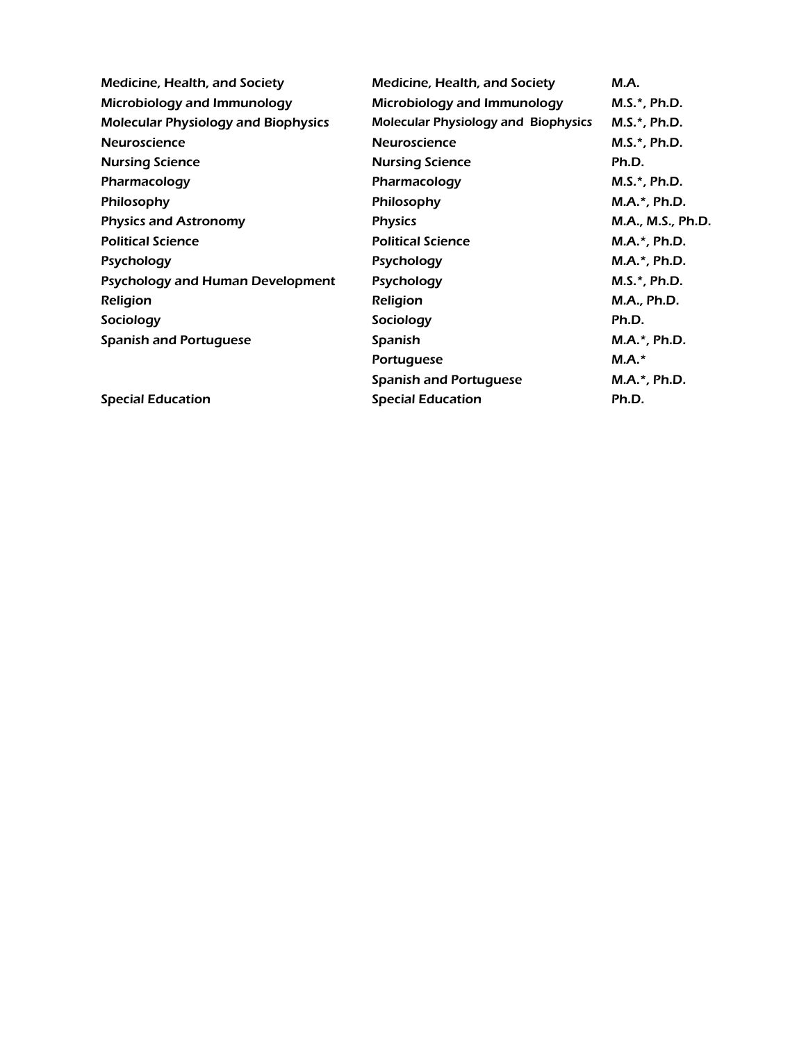| | | |
|---|---|---|
| Medicine, Health, and Society | Medicine, Health, and Society | M.A. |
| Microbiology and Immunology | Microbiology and Immunology | M.S.*, Ph.D. |
| Molecular Physiology and Biophysics | Molecular Physiology and Biophysics | M.S.*, Ph.D. |
| Neuroscience | Neuroscience | M.S.*, Ph.D. |
| Nursing Science | Nursing Science | Ph.D. |
| Pharmacology | Pharmacology | M.S.*, Ph.D. |
| Philosophy | Philosophy | M.A.*, Ph.D. |
| Physics and Astronomy | Physics | M.A., M.S., Ph.D. |
| Political Science | Political Science | M.A.*, Ph.D. |
| Psychology | Psychology | M.A.*, Ph.D. |
| Psychology and Human Development | Psychology | M.S.*, Ph.D. |
| Religion | Religion | M.A., Ph.D. |
| Sociology | Sociology | Ph.D. |
| Spanish and Portuguese | Spanish | M.A.*, Ph.D. |
| | Portuguese | M.A.* |
| | Spanish and Portuguese | M.A.*, Ph.D. |
| Special Education | Special Education | Ph.D. |